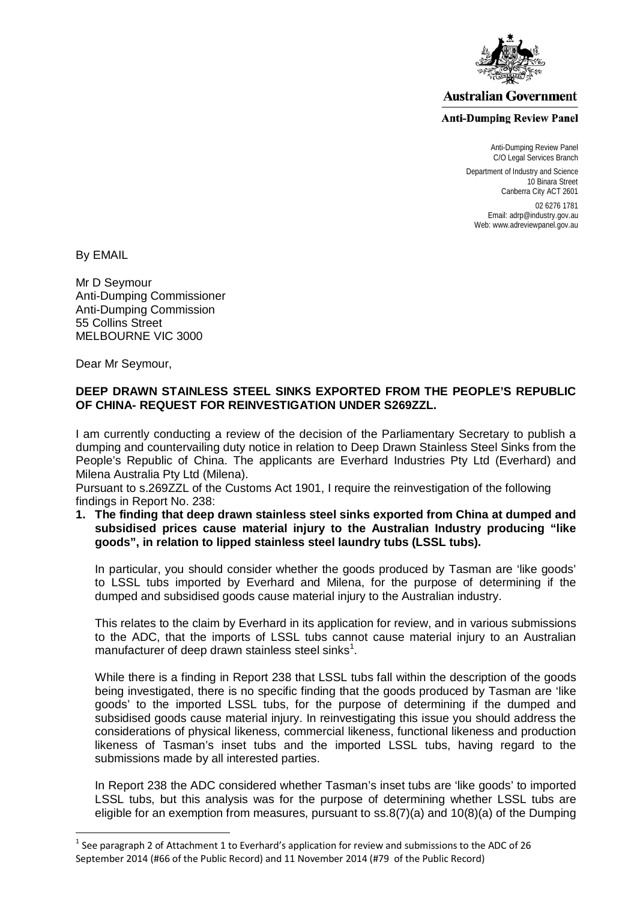**Australian Government**

**Anti-Dumping Review Panel**

Anti-Dumping Review Panel
C/O Legal Services Branch

Department of Industry and Science
10 Binara Street
Canberra City ACT 2601

02 6276 1781
Email: adrp@industry.gov.au
Web: www.adreviewpanel.gov.au

By EMAIL

Mr D Seymour
Anti-Dumping Commissioner
Anti-Dumping Commission
55 Collins Street
MELBOURNE VIC 3000

Dear Mr Seymour,

**DEEP DRAWN STAINLESS STEEL SINKS EXPORTED FROM THE PEOPLE'S REPUBLIC OF CHINA- REQUEST FOR REINVESTIGATION UNDER S269ZZL.**

I am currently conducting a review of the decision of the Parliamentary Secretary to publish a dumping and countervailing duty notice in relation to Deep Drawn Stainless Steel Sinks from the People's Republic of China. The applicants are Everhard Industries Pty Ltd (Everhard) and Milena Australia Pty Ltd (Milena).

Pursuant to s.269ZZL of the Customs Act 1901, I require the reinvestigation of the following findings in Report No. 238:

1. **The finding that deep drawn stainless steel sinks exported from China at dumped and subsidised prices cause material injury to the Australian Industry producing "like goods", in relation to lipped stainless steel laundry tubs (LSSL tubs).**

   In particular, you should consider whether the goods produced by Tasman are 'like goods' to LSSL tubs imported by Everhard and Milena, for the purpose of determining if the dumped and subsidised goods cause material injury to the Australian industry.

   This relates to the claim by Everhard in its application for review, and in various submissions to the ADC, that the imports of LSSL tubs cannot cause material injury to an Australian manufacturer of deep drawn stainless steel sinks[1].

   While there is a finding in Report 238 that LSSL tubs fall within the description of the goods being investigated, there is no specific finding that the goods produced by Tasman are 'like goods' to the imported LSSL tubs, for the purpose of determining if the dumped and subsidised goods cause material injury. In reinvestigating this issue you should address the considerations of physical likeness, commercial likeness, functional likeness and production likeness of Tasman's inset tubs and the imported LSSL tubs, having regard to the submissions made by all interested parties.

   In Report 238 the ADC considered whether Tasman's inset tubs are 'like goods' to imported LSSL tubs, but this analysis was for the purpose of determining whether LSSL tubs are eligible for an exemption from measures, pursuant to ss.8(7)(a) and 10(8)(a) of the Dumping

[1] See paragraph 2 of Attachment 1 to Everhard's application for review and submissions to the ADC of 26 September 2014 (#66 of the Public Record) and 11 November 2014 (#79 of the Public Record)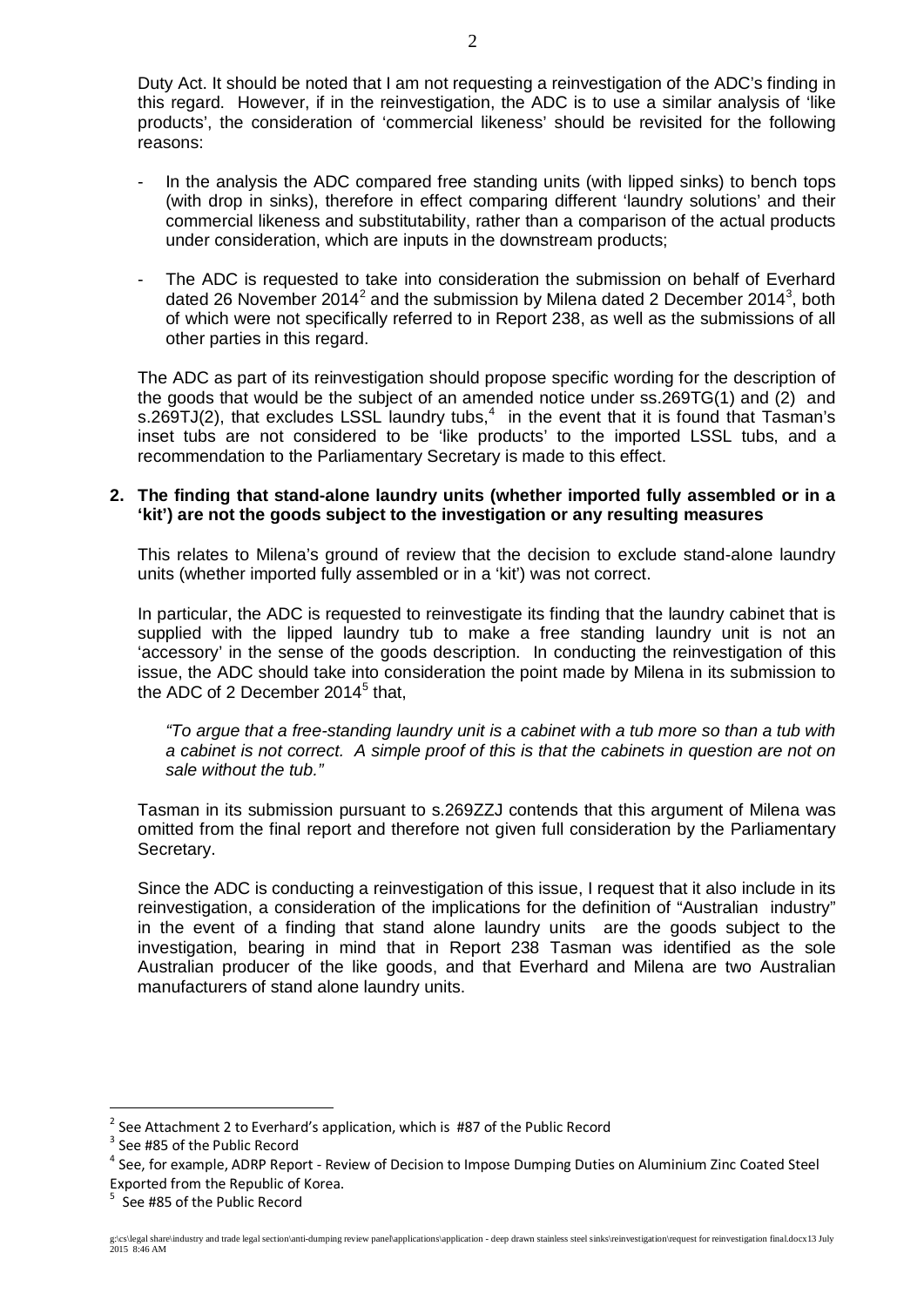Duty Act. It should be noted that I am not requesting a reinvestigation of the ADC's finding in this regard. However, if in the reinvestigation, the ADC is to use a similar analysis of 'like products', the consideration of 'commercial likeness' should be revisited for the following reasons:

- In the analysis the ADC compared free standing units (with lipped sinks) to bench tops (with drop in sinks), therefore in effect comparing different 'laundry solutions' and their commercial likeness and substitutability, rather than a comparison of the actual products under consideration, which are inputs in the downstream products;
- The ADC is requested to take into consideration the submission on behalf of Everhard dated 26 November 2014[2] and the submission by Milena dated 2 December 2014[3], both of which were not specifically referred to in Report 238, as well as the submissions of all other parties in this regard.

The ADC as part of its reinvestigation should propose specific wording for the description of the goods that would be the subject of an amended notice under ss.269TG(1) and (2) and s.269TJ(2), that excludes LSSL laundry tubs,[4] in the event that it is found that Tasman's inset tubs are not considered to be 'like products' to the imported LSSL tubs, and a recommendation to the Parliamentary Secretary is made to this effect.

**2. The finding that stand-alone laundry units (whether imported fully assembled or in a 'kit') are not the goods subject to the investigation or any resulting measures**

This relates to Milena's ground of review that the decision to exclude stand-alone laundry units (whether imported fully assembled or in a 'kit') was not correct.

In particular, the ADC is requested to reinvestigate its finding that the laundry cabinet that is supplied with the lipped laundry tub to make a free standing laundry unit is not an 'accessory' in the sense of the goods description. In conducting the reinvestigation of this issue, the ADC should take into consideration the point made by Milena in its submission to the ADC of 2 December 2014[5] that,

*"To argue that a free-standing laundry unit is a cabinet with a tub more so than a tub with a cabinet is not correct. A simple proof of this is that the cabinets in question are not on sale without the tub."*

Tasman in its submission pursuant to s.269ZZJ contends that this argument of Milena was omitted from the final report and therefore not given full consideration by the Parliamentary Secretary.

Since the ADC is conducting a reinvestigation of this issue, I request that it also include in its reinvestigation, a consideration of the implications for the definition of "Australian industry" in the event of a finding that stand alone laundry units are the goods subject to the investigation, bearing in mind that in Report 238 Tasman was identified as the sole Australian producer of the like goods, and that Everhard and Milena are two Australian manufacturers of stand alone laundry units.

---

[2] See Attachment 2 to Everhard's application, which is #87 of the Public Record

[3] See #85 of the Public Record

[4] See, for example, ADRP Report - Review of Decision to Impose Dumping Duties on Aluminium Zinc Coated Steel Exported from the Republic of Korea.

[5] See #85 of the Public Record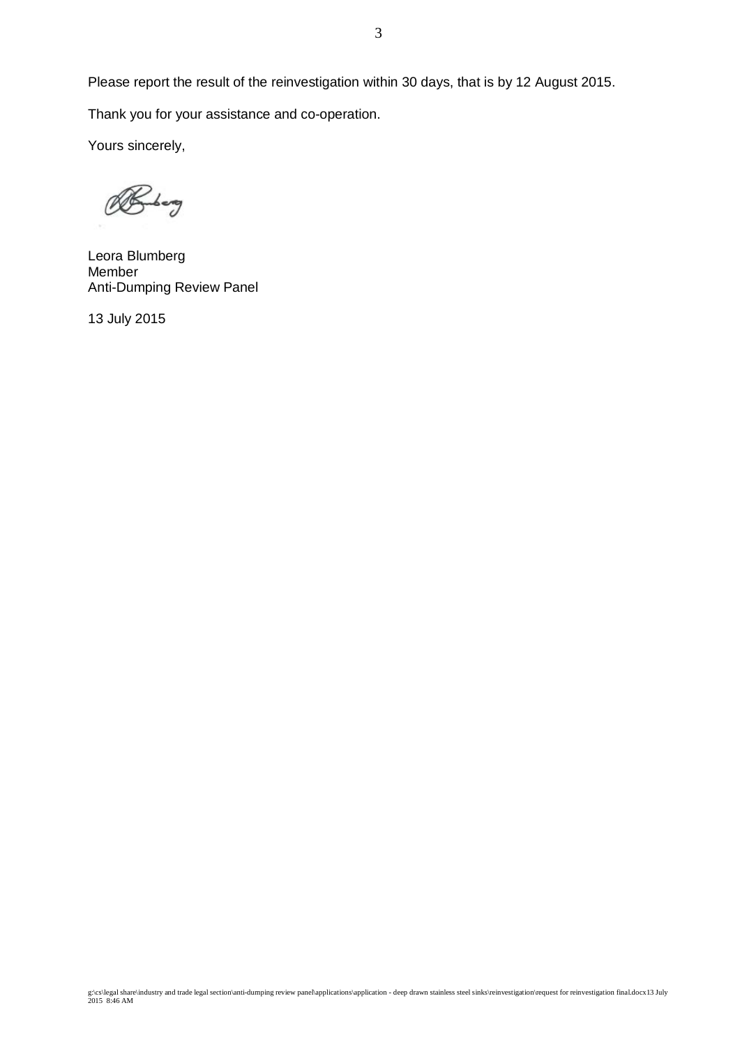Please report the result of the reinvestigation within 30 days, that is by 12 August 2015.

Thank you for your assistance and co-operation.

Yours sincerely,

Leora Blumberg
Member
Anti-Dumping Review Panel

13 July 2015